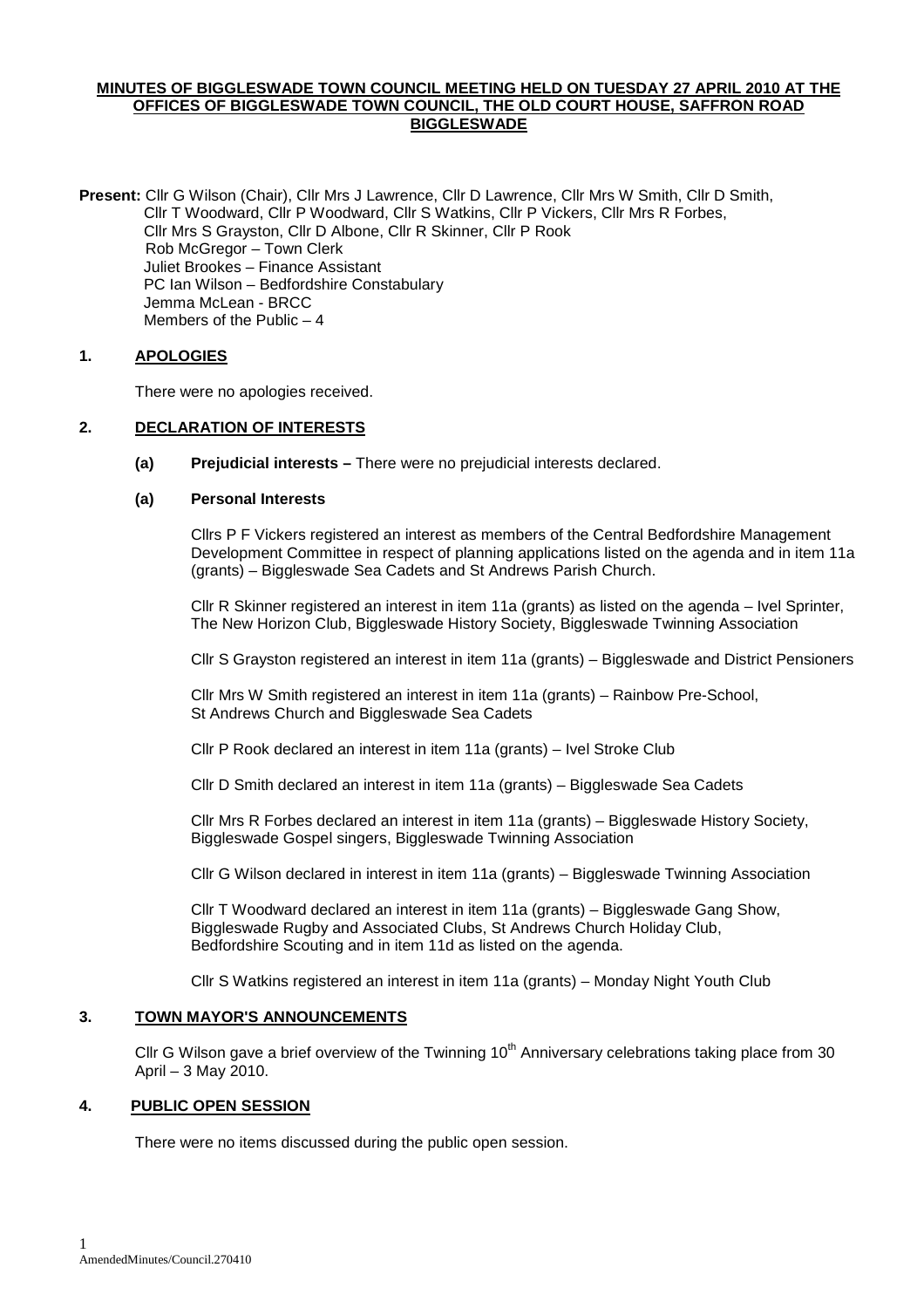**MINUTES OF BIGGLESWADE TOWN COUNCIL MEETING HELD ON TUESDAY 27 APRIL 2010 AT THE OFFICES OF BIGGLESWADE TOWN COUNCIL, THE OLD COURT HOUSE, SAFFRON ROAD BIGGLESWADE**

**Present:** Cllr G Wilson (Chair), Cllr Mrs J Lawrence, Cllr D Lawrence, Cllr Mrs W Smith, Cllr D Smith, Cllr T Woodward, Cllr P Woodward, Cllr S Watkins, Cllr P Vickers, Cllr Mrs R Forbes, Cllr Mrs S Grayston, Cllr D Albone, Cllr R Skinner, Cllr P Rook
Rob McGregor – Town Clerk
Juliet Brookes – Finance Assistant
PC Ian Wilson – Bedfordshire Constabulary
Jemma McLean - BRCC
Members of the Public – 4

## 1. APOLOGIES

There were no apologies received.

## 2. DECLARATION OF INTERESTS

**(a) Prejudicial interests –** There were no prejudicial interests declared.

**(a) Personal Interests**

Cllrs P F Vickers registered an interest as members of the Central Bedfordshire Management Development Committee in respect of planning applications listed on the agenda and in item 11a (grants) – Biggleswade Sea Cadets and St Andrews Parish Church.

Cllr R Skinner registered an interest in item 11a (grants) as listed on the agenda – Ivel Sprinter, The New Horizon Club, Biggleswade History Society, Biggleswade Twinning Association

Cllr S Grayston registered an interest in item 11a (grants) – Biggleswade and District Pensioners

Cllr Mrs W Smith registered an interest in item 11a (grants) – Rainbow Pre-School, St Andrews Church and Biggleswade Sea Cadets

Cllr P Rook declared an interest in item 11a (grants) – Ivel Stroke Club

Cllr D Smith declared an interest in item 11a (grants) – Biggleswade Sea Cadets

Cllr Mrs R Forbes declared an interest in item 11a (grants) – Biggleswade History Society, Biggleswade Gospel singers, Biggleswade Twinning Association

Cllr G Wilson declared in interest in item 11a (grants) – Biggleswade Twinning Association

Cllr T Woodward declared an interest in item 11a (grants) – Biggleswade Gang Show, Biggleswade Rugby and Associated Clubs, St Andrews Church Holiday Club, Bedfordshire Scouting and in item 11d as listed on the agenda.

Cllr S Watkins registered an interest in item 11a (grants) – Monday Night Youth Club

## 3. TOWN MAYOR'S ANNOUNCEMENTS

Cllr G Wilson gave a brief overview of the Twinning 10th Anniversary celebrations taking place from 30 April – 3 May 2010.

## 4. PUBLIC OPEN SESSION

There were no items discussed during the public open session.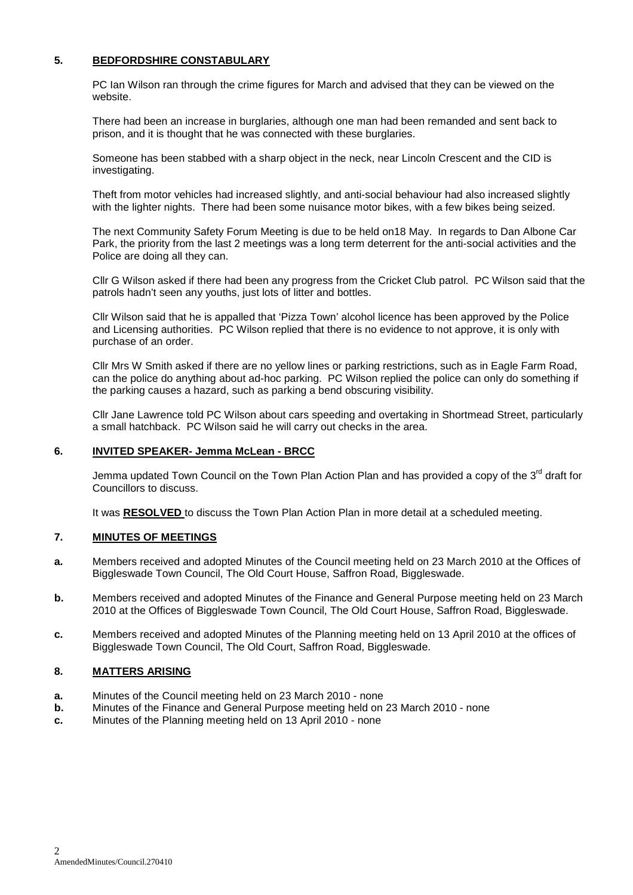## 5. **BEDFORDSHIRE CONSTABULARY**

PC Ian Wilson ran through the crime figures for March and advised that they can be viewed on the website.

There had been an increase in burglaries, although one man had been remanded and sent back to prison, and it is thought that he was connected with these burglaries.

Someone has been stabbed with a sharp object in the neck, near Lincoln Crescent and the CID is investigating.

Theft from motor vehicles had increased slightly, and anti-social behaviour had also increased slightly with the lighter nights. There had been some nuisance motor bikes, with a few bikes being seized.

The next Community Safety Forum Meeting is due to be held on18 May. In regards to Dan Albone Car Park, the priority from the last 2 meetings was a long term deterrent for the anti-social activities and the Police are doing all they can.

Cllr G Wilson asked if there had been any progress from the Cricket Club patrol. PC Wilson said that the patrols hadn't seen any youths, just lots of litter and bottles.

Cllr Wilson said that he is appalled that 'Pizza Town' alcohol licence has been approved by the Police and Licensing authorities. PC Wilson replied that there is no evidence to not approve, it is only with purchase of an order.

Cllr Mrs W Smith asked if there are no yellow lines or parking restrictions, such as in Eagle Farm Road, can the police do anything about ad-hoc parking. PC Wilson replied the police can only do something if the parking causes a hazard, such as parking a bend obscuring visibility.

Cllr Jane Lawrence told PC Wilson about cars speeding and overtaking in Shortmead Street, particularly a small hatchback. PC Wilson said he will carry out checks in the area.

## 6. **INVITED SPEAKER- Jemma McLean - BRCC**

Jemma updated Town Council on the Town Plan Action Plan and has provided a copy of the 3rd draft for Councillors to discuss.

It was **RESOLVED** to discuss the Town Plan Action Plan in more detail at a scheduled meeting.

## 7. **MINUTES OF MEETINGS**

**a.** Members received and adopted Minutes of the Council meeting held on 23 March 2010 at the Offices of Biggleswade Town Council, The Old Court House, Saffron Road, Biggleswade.

**b.** Members received and adopted Minutes of the Finance and General Purpose meeting held on 23 March 2010 at the Offices of Biggleswade Town Council, The Old Court House, Saffron Road, Biggleswade.

**c.** Members received and adopted Minutes of the Planning meeting held on 13 April 2010 at the offices of Biggleswade Town Council, The Old Court, Saffron Road, Biggleswade.

## 8. **MATTERS ARISING**

**a.** Minutes of the Council meeting held on 23 March 2010 - none
**b.** Minutes of the Finance and General Purpose meeting held on 23 March 2010 - none
**c.** Minutes of the Planning meeting held on 13 April 2010 - none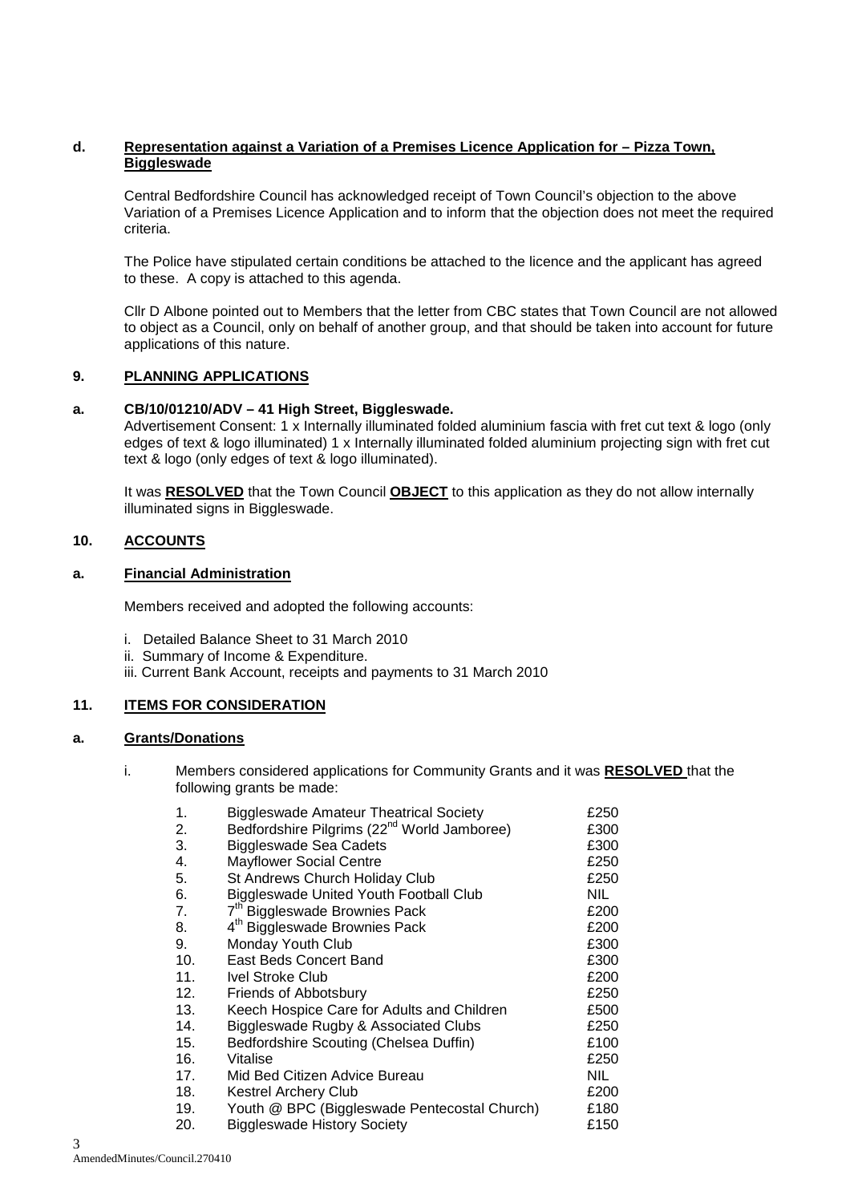**d. Representation against a Variation of a Premises Licence Application for – Pizza Town, Biggleswade**

Central Bedfordshire Council has acknowledged receipt of Town Council's objection to the above Variation of a Premises Licence Application and to inform that the objection does not meet the required criteria.

The Police have stipulated certain conditions be attached to the licence and the applicant has agreed to these. A copy is attached to this agenda.

Cllr D Albone pointed out to Members that the letter from CBC states that Town Council are not allowed to object as a Council, only on behalf of another group, and that should be taken into account for future applications of this nature.

## 9. PLANNING APPLICATIONS

**a. CB/10/01210/ADV – 41 High Street, Biggleswade.**

Advertisement Consent: 1 x Internally illuminated folded aluminium fascia with fret cut text & logo (only edges of text & logo illuminated) 1 x Internally illuminated folded aluminium projecting sign with fret cut text & logo (only edges of text & logo illuminated).

It was **RESOLVED** that the Town Council **OBJECT** to this application as they do not allow internally illuminated signs in Biggleswade.

## 10. ACCOUNTS

**a. Financial Administration**

Members received and adopted the following accounts:

i. Detailed Balance Sheet to 31 March 2010
ii. Summary of Income & Expenditure.
iii. Current Bank Account, receipts and payments to 31 March 2010

## 11. ITEMS FOR CONSIDERATION

**a. Grants/Donations**

i. Members considered applications for Community Grants and it was **RESOLVED** that the following grants be made:

| | | |
|---|---|---|
| 1. | Biggleswade Amateur Theatrical Society | £250 |
| 2. | Bedfordshire Pilgrims (22nd World Jamboree) | £300 |
| 3. | Biggleswade Sea Cadets | £300 |
| 4. | Mayflower Social Centre | £250 |
| 5. | St Andrews Church Holiday Club | £250 |
| 6. | Biggleswade United Youth Football Club | NIL |
| 7. | 7th Biggleswade Brownies Pack | £200 |
| 8. | 4th Biggleswade Brownies Pack | £200 |
| 9. | Monday Youth Club | £300 |
| 10. | East Beds Concert Band | £300 |
| 11. | Ivel Stroke Club | £200 |
| 12. | Friends of Abbotsbury | £250 |
| 13. | Keech Hospice Care for Adults and Children | £500 |
| 14. | Biggleswade Rugby & Associated Clubs | £250 |
| 15. | Bedfordshire Scouting (Chelsea Duffin) | £100 |
| 16. | Vitalise | £250 |
| 17. | Mid Bed Citizen Advice Bureau | NIL |
| 18. | Kestrel Archery Club | £200 |
| 19. | Youth @ BPC (Biggleswade Pentecostal Church) | £180 |
| 20. | Biggleswade History Society | £150 |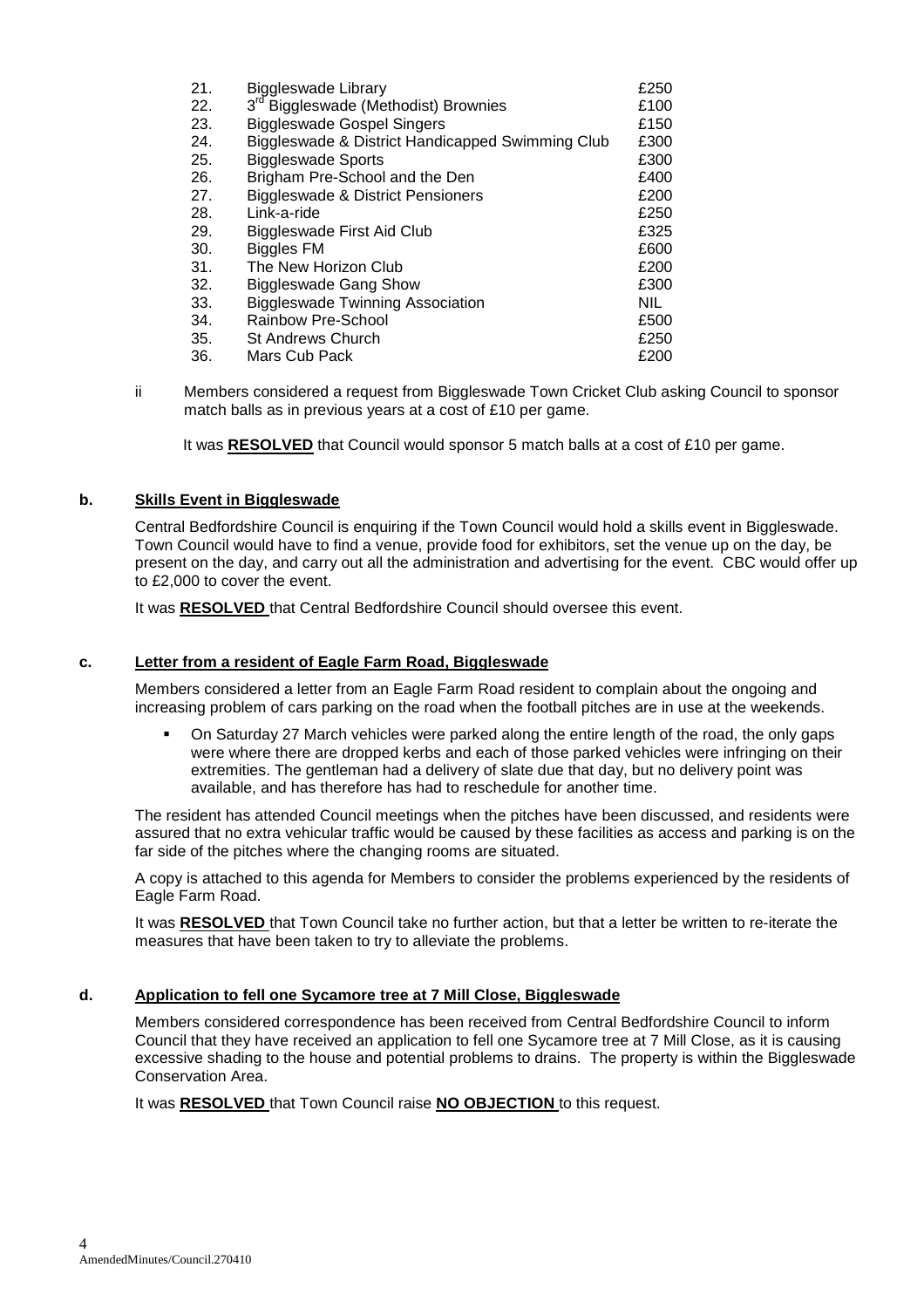| | | |
|---|---|---|
| 21. | Biggleswade Library | £250 |
| 22. | 3rd Biggleswade (Methodist) Brownies | £100 |
| 23. | Biggleswade Gospel Singers | £150 |
| 24. | Biggleswade & District Handicapped Swimming Club | £300 |
| 25. | Biggleswade Sports | £300 |
| 26. | Brigham Pre-School and the Den | £400 |
| 27. | Biggleswade & District Pensioners | £200 |
| 28. | Link-a-ride | £250 |
| 29. | Biggleswade First Aid Club | £325 |
| 30. | Biggles FM | £600 |
| 31. | The New Horizon Club | £200 |
| 32. | Biggleswade Gang Show | £300 |
| 33. | Biggleswade Twinning Association | NIL |
| 34. | Rainbow Pre-School | £500 |
| 35. | St Andrews Church | £250 |
| 36. | Mars Cub Pack | £200 |

ii Members considered a request from Biggleswade Town Cricket Club asking Council to sponsor match balls as in previous years at a cost of £10 per game.

It was **RESOLVED** that Council would sponsor 5 match balls at a cost of £10 per game.

### b. Skills Event in Biggleswade

Central Bedfordshire Council is enquiring if the Town Council would hold a skills event in Biggleswade. Town Council would have to find a venue, provide food for exhibitors, set the venue up on the day, be present on the day, and carry out all the administration and advertising for the event. CBC would offer up to £2,000 to cover the event.

It was **RESOLVED** that Central Bedfordshire Council should oversee this event.

### c. Letter from a resident of Eagle Farm Road, Biggleswade

Members considered a letter from an Eagle Farm Road resident to complain about the ongoing and increasing problem of cars parking on the road when the football pitches are in use at the weekends.

- On Saturday 27 March vehicles were parked along the entire length of the road, the only gaps were where there are dropped kerbs and each of those parked vehicles were infringing on their extremities. The gentleman had a delivery of slate due that day, but no delivery point was available, and has therefore has had to reschedule for another time.

The resident has attended Council meetings when the pitches have been discussed, and residents were assured that no extra vehicular traffic would be caused by these facilities as access and parking is on the far side of the pitches where the changing rooms are situated.

A copy is attached to this agenda for Members to consider the problems experienced by the residents of Eagle Farm Road.

It was **RESOLVED** that Town Council take no further action, but that a letter be written to re-iterate the measures that have been taken to try to alleviate the problems.

### d. Application to fell one Sycamore tree at 7 Mill Close, Biggleswade

Members considered correspondence has been received from Central Bedfordshire Council to inform Council that they have received an application to fell one Sycamore tree at 7 Mill Close, as it is causing excessive shading to the house and potential problems to drains. The property is within the Biggleswade Conservation Area.

It was **RESOLVED** that Town Council raise **NO OBJECTION** to this request.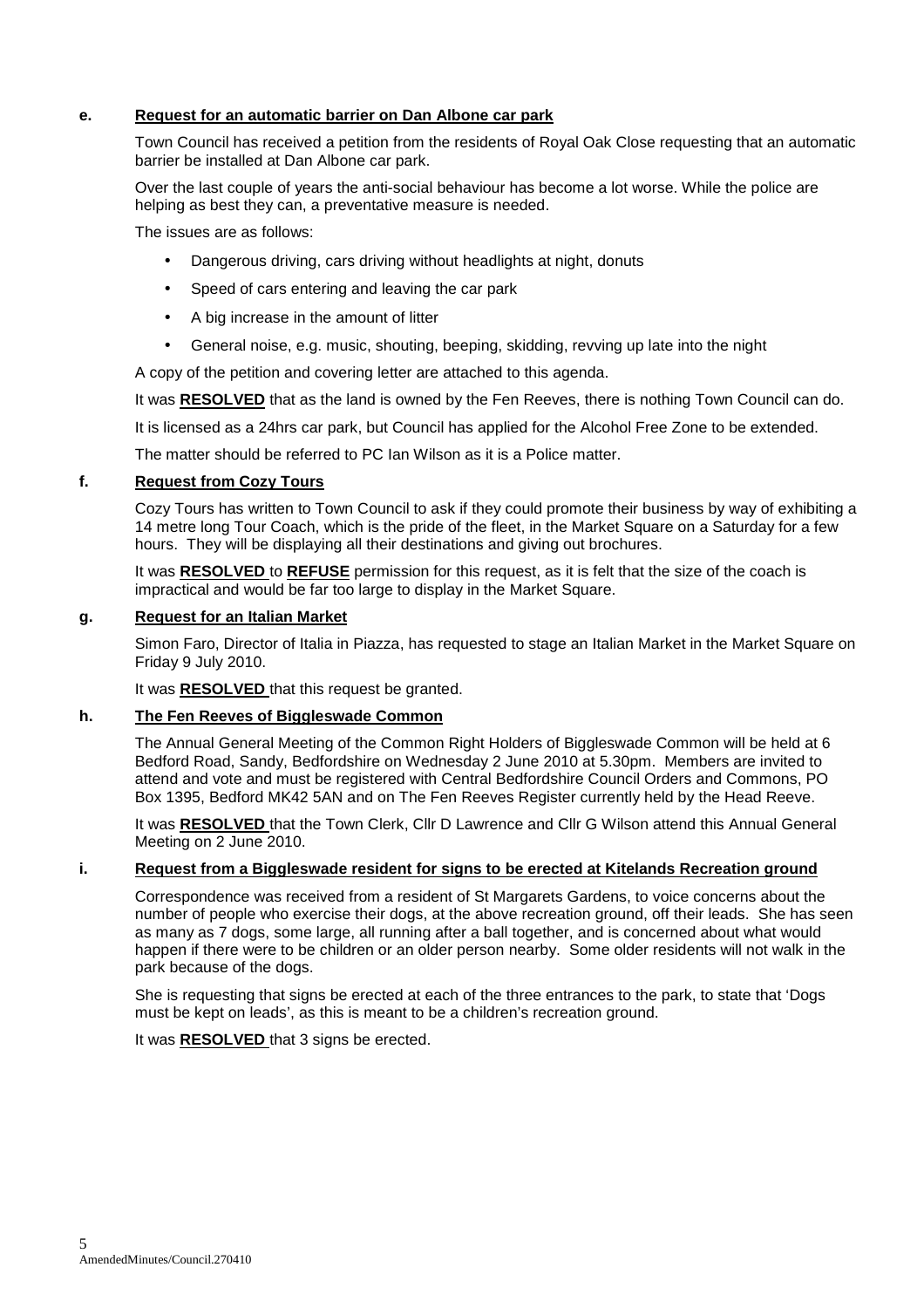**e. Request for an automatic barrier on Dan Albone car park**

Town Council has received a petition from the residents of Royal Oak Close requesting that an automatic barrier be installed at Dan Albone car park.

Over the last couple of years the anti-social behaviour has become a lot worse. While the police are helping as best they can, a preventative measure is needed.

The issues are as follows:

- Dangerous driving, cars driving without headlights at night, donuts
- Speed of cars entering and leaving the car park
- A big increase in the amount of litter
- General noise, e.g. music, shouting, beeping, skidding, revving up late into the night

A copy of the petition and covering letter are attached to this agenda.

It was **RESOLVED** that as the land is owned by the Fen Reeves, there is nothing Town Council can do.

It is licensed as a 24hrs car park, but Council has applied for the Alcohol Free Zone to be extended.

The matter should be referred to PC Ian Wilson as it is a Police matter.

**f. Request from Cozy Tours**

Cozy Tours has written to Town Council to ask if they could promote their business by way of exhibiting a 14 metre long Tour Coach, which is the pride of the fleet, in the Market Square on a Saturday for a few hours. They will be displaying all their destinations and giving out brochures.

It was **RESOLVED** to **REFUSE** permission for this request, as it is felt that the size of the coach is impractical and would be far too large to display in the Market Square.

**g. Request for an Italian Market**

Simon Faro, Director of Italia in Piazza, has requested to stage an Italian Market in the Market Square on Friday 9 July 2010.

It was **RESOLVED** that this request be granted.

**h. The Fen Reeves of Biggleswade Common**

The Annual General Meeting of the Common Right Holders of Biggleswade Common will be held at 6 Bedford Road, Sandy, Bedfordshire on Wednesday 2 June 2010 at 5.30pm. Members are invited to attend and vote and must be registered with Central Bedfordshire Council Orders and Commons, PO Box 1395, Bedford MK42 5AN and on The Fen Reeves Register currently held by the Head Reeve.

It was **RESOLVED** that the Town Clerk, Cllr D Lawrence and Cllr G Wilson attend this Annual General Meeting on 2 June 2010.

**i. Request from a Biggleswade resident for signs to be erected at Kitelands Recreation ground**

Correspondence was received from a resident of St Margarets Gardens, to voice concerns about the number of people who exercise their dogs, at the above recreation ground, off their leads. She has seen as many as 7 dogs, some large, all running after a ball together, and is concerned about what would happen if there were to be children or an older person nearby. Some older residents will not walk in the park because of the dogs.

She is requesting that signs be erected at each of the three entrances to the park, to state that 'Dogs must be kept on leads', as this is meant to be a children's recreation ground.

It was **RESOLVED** that 3 signs be erected.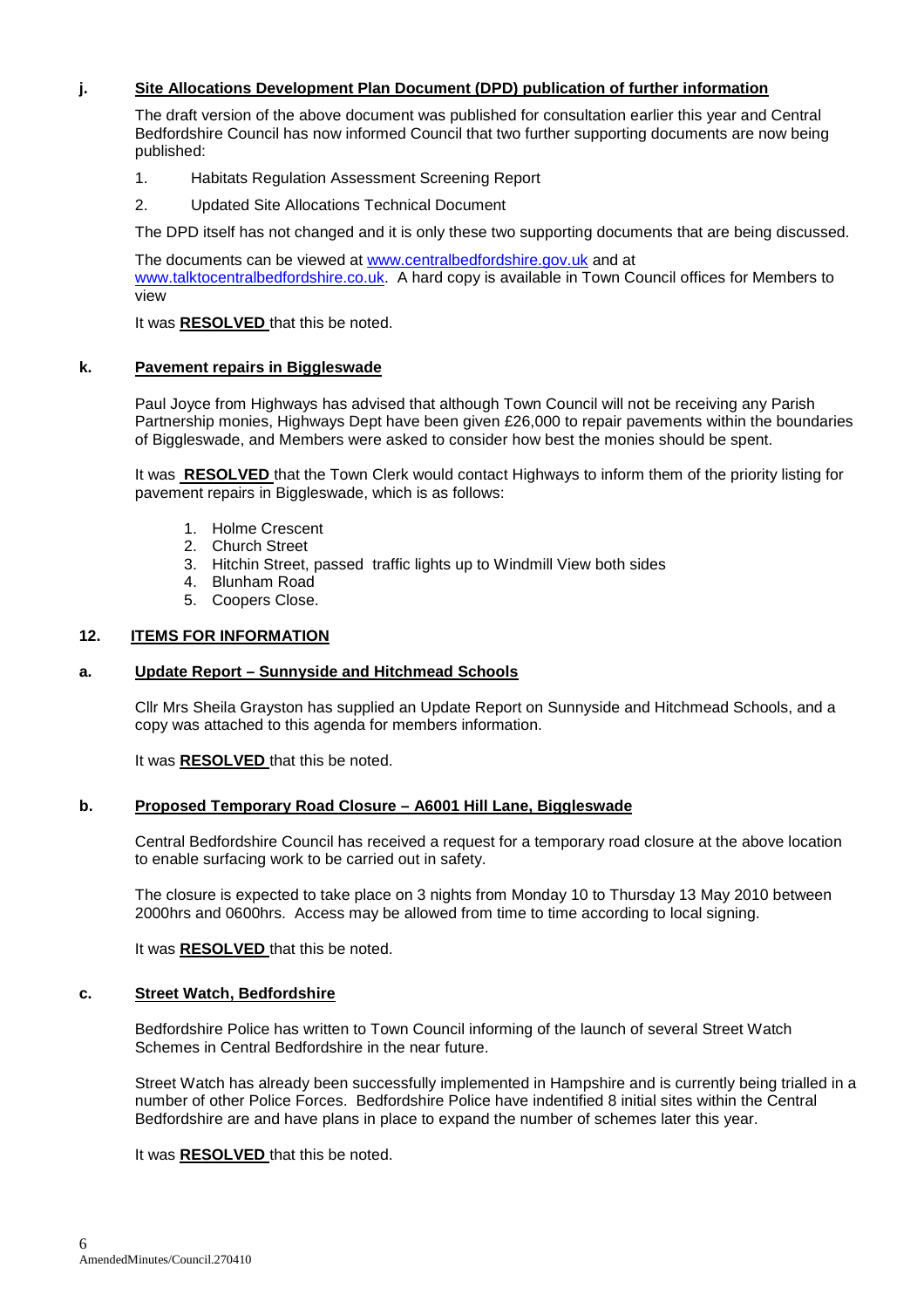**j. Site Allocations Development Plan Document (DPD) publication of further information**

The draft version of the above document was published for consultation earlier this year and Central Bedfordshire Council has now informed Council that two further supporting documents are now being published:

1. Habitats Regulation Assessment Screening Report
2. Updated Site Allocations Technical Document

The DPD itself has not changed and it is only these two supporting documents that are being discussed.

The documents can be viewed at www.centralbedfordshire.gov.uk and at www.talktocentralbedfordshire.co.uk. A hard copy is available in Town Council offices for Members to view

It was **RESOLVED** that this be noted.

**k. Pavement repairs in Biggleswade**

Paul Joyce from Highways has advised that although Town Council will not be receiving any Parish Partnership monies, Highways Dept have been given £26,000 to repair pavements within the boundaries of Biggleswade, and Members were asked to consider how best the monies should be spent.

It was **RESOLVED** that the Town Clerk would contact Highways to inform them of the priority listing for pavement repairs in Biggleswade, which is as follows:

1. Holme Crescent
2. Church Street
3. Hitchin Street, passed traffic lights up to Windmill View both sides
4. Blunham Road
5. Coopers Close.

## 12. ITEMS FOR INFORMATION

**a. Update Report – Sunnyside and Hitchmead Schools**

Cllr Mrs Sheila Grayston has supplied an Update Report on Sunnyside and Hitchmead Schools, and a copy was attached to this agenda for members information.

It was **RESOLVED** that this be noted.

**b. Proposed Temporary Road Closure – A6001 Hill Lane, Biggleswade**

Central Bedfordshire Council has received a request for a temporary road closure at the above location to enable surfacing work to be carried out in safety.

The closure is expected to take place on 3 nights from Monday 10 to Thursday 13 May 2010 between 2000hrs and 0600hrs. Access may be allowed from time to time according to local signing.

It was **RESOLVED** that this be noted.

**c. Street Watch, Bedfordshire**

Bedfordshire Police has written to Town Council informing of the launch of several Street Watch Schemes in Central Bedfordshire in the near future.

Street Watch has already been successfully implemented in Hampshire and is currently being trialled in a number of other Police Forces. Bedfordshire Police have indentified 8 initial sites within the Central Bedfordshire are and have plans in place to expand the number of schemes later this year.

It was **RESOLVED** that this be noted.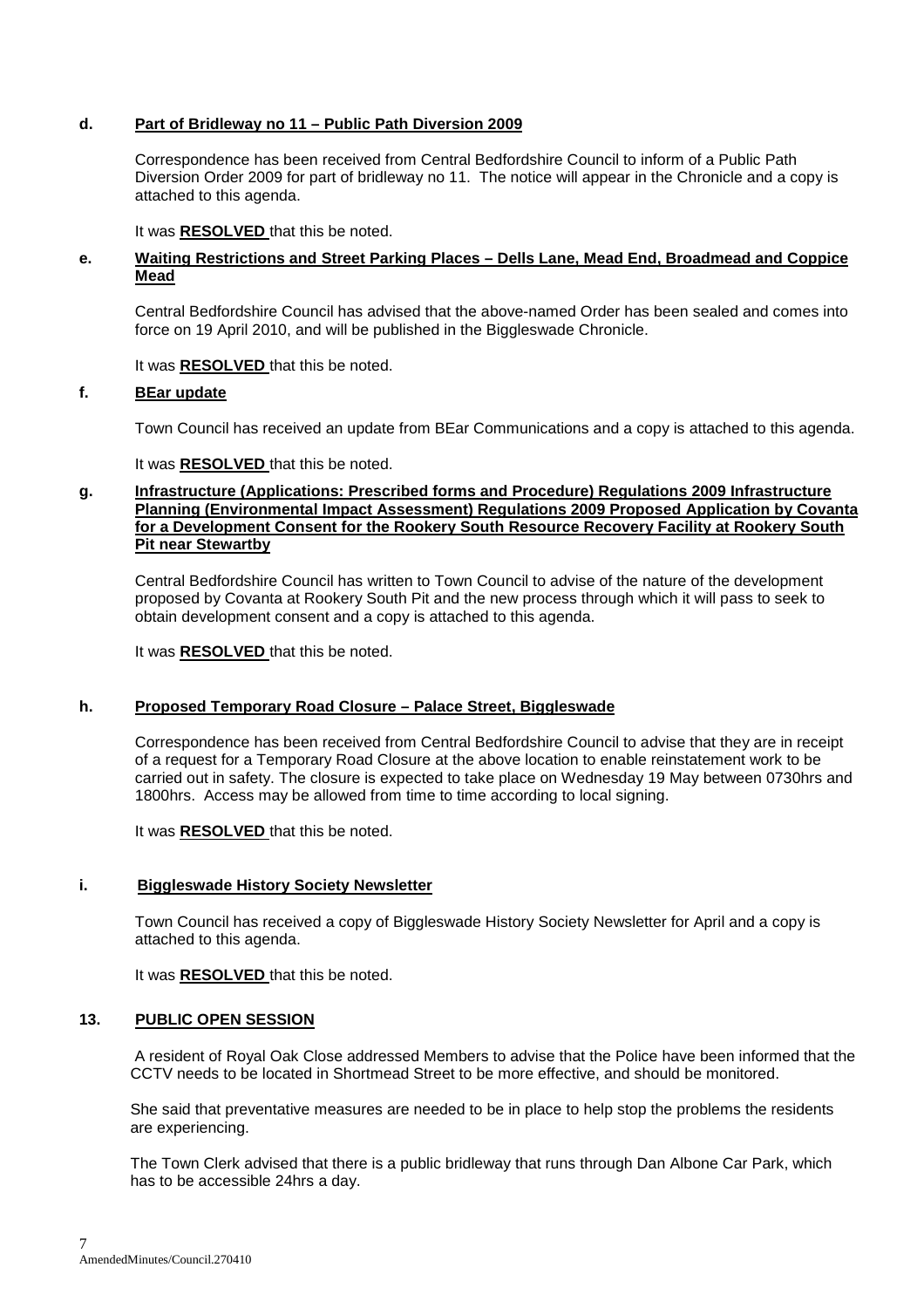**d. Part of Bridleway no 11 – Public Path Diversion 2009**

Correspondence has been received from Central Bedfordshire Council to inform of a Public Path Diversion Order 2009 for part of bridleway no 11. The notice will appear in the Chronicle and a copy is attached to this agenda.

It was **RESOLVED** that this be noted.

**e. Waiting Restrictions and Street Parking Places – Dells Lane, Mead End, Broadmead and Coppice Mead**

Central Bedfordshire Council has advised that the above-named Order has been sealed and comes into force on 19 April 2010, and will be published in the Biggleswade Chronicle.

It was **RESOLVED** that this be noted.

**f. BEar update**

Town Council has received an update from BEar Communications and a copy is attached to this agenda.

It was **RESOLVED** that this be noted.

**g. Infrastructure (Applications: Prescribed forms and Procedure) Regulations 2009 Infrastructure Planning (Environmental Impact Assessment) Regulations 2009 Proposed Application by Covanta for a Development Consent for the Rookery South Resource Recovery Facility at Rookery South Pit near Stewartby**

Central Bedfordshire Council has written to Town Council to advise of the nature of the development proposed by Covanta at Rookery South Pit and the new process through which it will pass to seek to obtain development consent and a copy is attached to this agenda.

It was **RESOLVED** that this be noted.

**h. Proposed Temporary Road Closure – Palace Street, Biggleswade**

Correspondence has been received from Central Bedfordshire Council to advise that they are in receipt of a request for a Temporary Road Closure at the above location to enable reinstatement work to be carried out in safety. The closure is expected to take place on Wednesday 19 May between 0730hrs and 1800hrs. Access may be allowed from time to time according to local signing.

It was **RESOLVED** that this be noted.

**i. Biggleswade History Society Newsletter**

Town Council has received a copy of Biggleswade History Society Newsletter for April and a copy is attached to this agenda.

It was **RESOLVED** that this be noted.

**13. PUBLIC OPEN SESSION**

A resident of Royal Oak Close addressed Members to advise that the Police have been informed that the CCTV needs to be located in Shortmead Street to be more effective, and should be monitored.

She said that preventative measures are needed to be in place to help stop the problems the residents are experiencing.

The Town Clerk advised that there is a public bridleway that runs through Dan Albone Car Park, which has to be accessible 24hrs a day.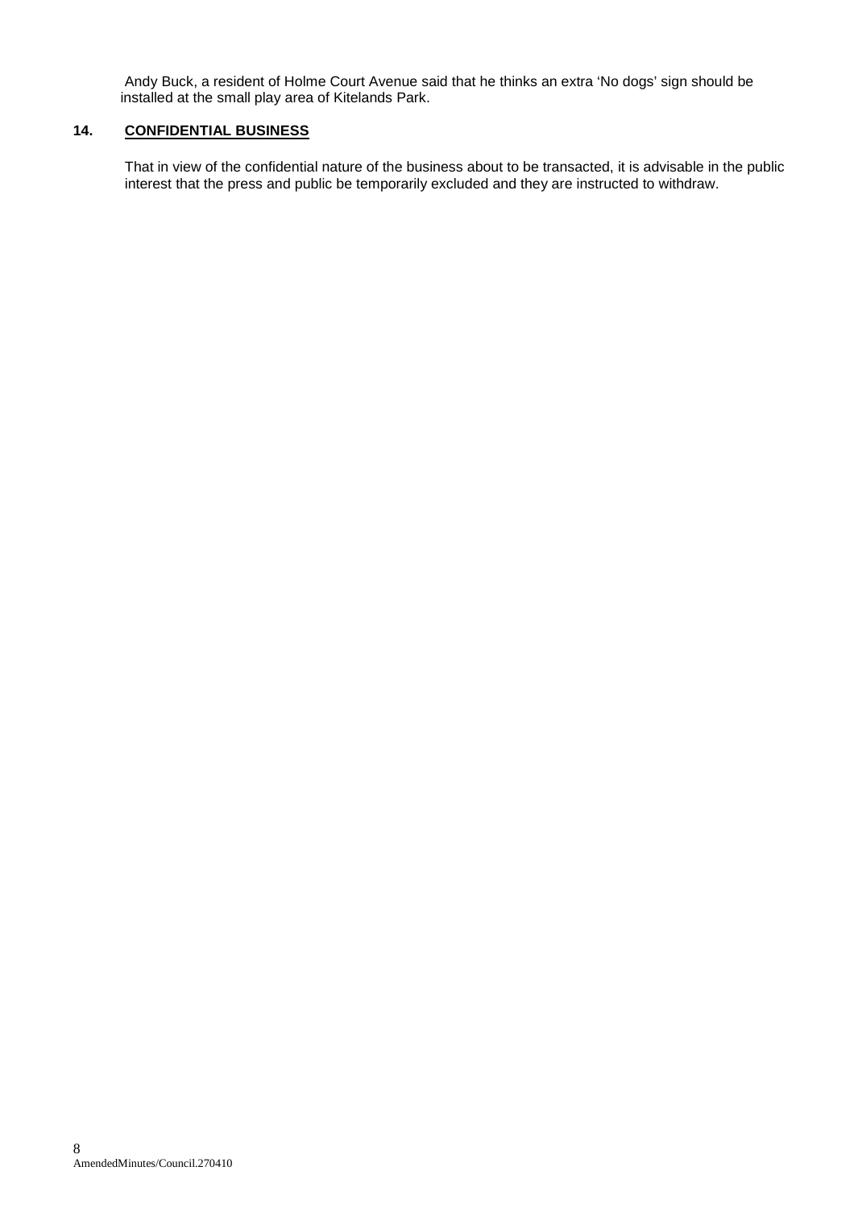Andy Buck, a resident of Holme Court Avenue said that he thinks an extra 'No dogs' sign should be installed at the small play area of Kitelands Park.

## 14. CONFIDENTIAL BUSINESS

That in view of the confidential nature of the business about to be transacted, it is advisable in the public interest that the press and public be temporarily excluded and they are instructed to withdraw.